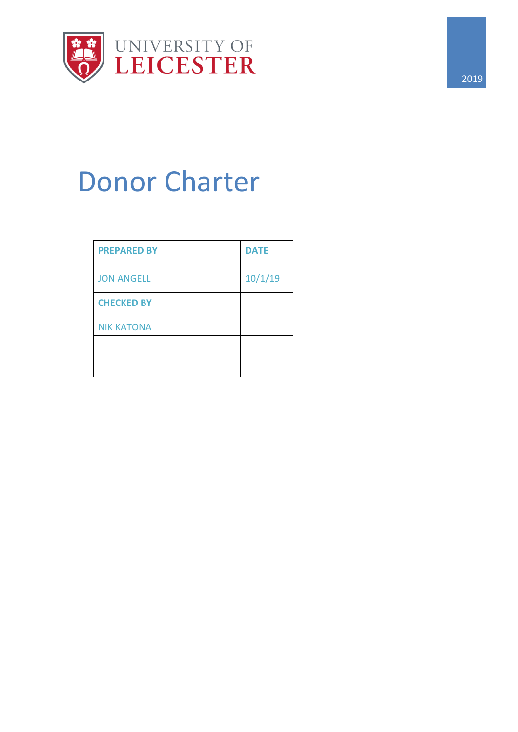UNIVERSITY OF LEICESTER

2019

# Donor Charter

| PREPARED BY | DATE |
|---|---|
| JON ANGELL | 10/1/19 |
| **CHECKED BY** | |
| NIK KATONA | |
| | |
| | |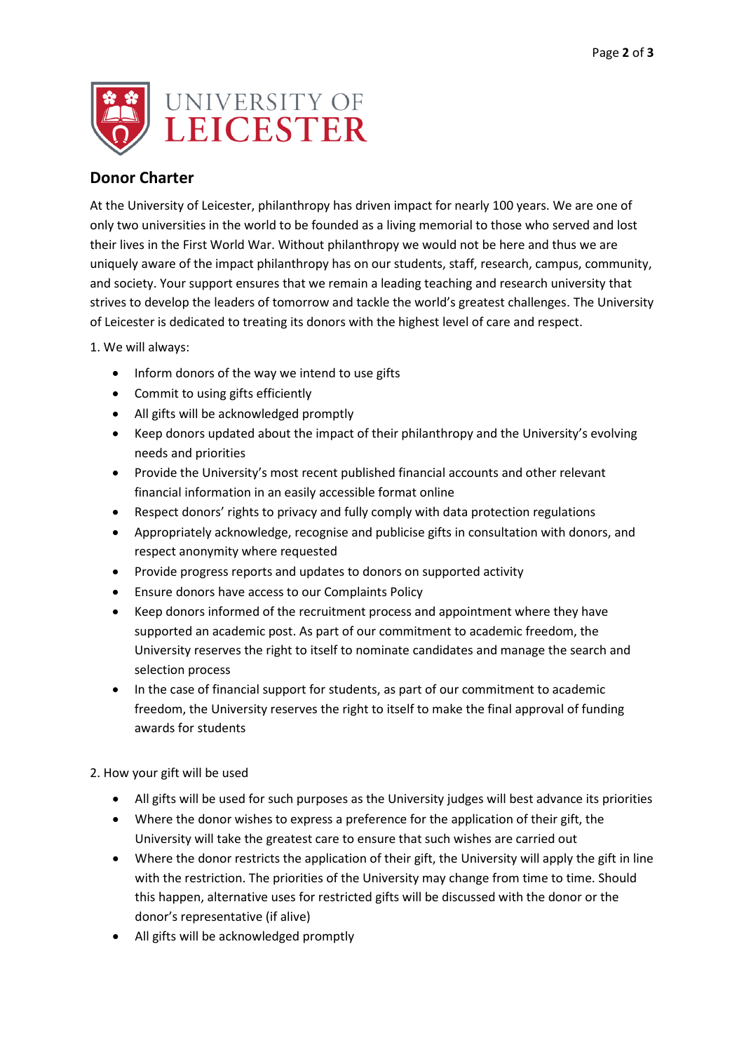## Donor Charter

At the University of Leicester, philanthropy has driven impact for nearly 100 years. We are one of only two universities in the world to be founded as a living memorial to those who served and lost their lives in the First World War. Without philanthropy we would not be here and thus we are uniquely aware of the impact philanthropy has on our students, staff, research, campus, community, and society. Your support ensures that we remain a leading teaching and research university that strives to develop the leaders of tomorrow and tackle the world's greatest challenges. The University of Leicester is dedicated to treating its donors with the highest level of care and respect.

1. We will always:

- Inform donors of the way we intend to use gifts
- Commit to using gifts efficiently
- All gifts will be acknowledged promptly
- Keep donors updated about the impact of their philanthropy and the University's evolving needs and priorities
- Provide the University's most recent published financial accounts and other relevant financial information in an easily accessible format online
- Respect donors' rights to privacy and fully comply with data protection regulations
- Appropriately acknowledge, recognise and publicise gifts in consultation with donors, and respect anonymity where requested
- Provide progress reports and updates to donors on supported activity
- Ensure donors have access to our Complaints Policy
- Keep donors informed of the recruitment process and appointment where they have supported an academic post. As part of our commitment to academic freedom, the University reserves the right to itself to nominate candidates and manage the search and selection process
- In the case of financial support for students, as part of our commitment to academic freedom, the University reserves the right to itself to make the final approval of funding awards for students

2. How your gift will be used

- All gifts will be used for such purposes as the University judges will best advance its priorities
- Where the donor wishes to express a preference for the application of their gift, the University will take the greatest care to ensure that such wishes are carried out
- Where the donor restricts the application of their gift, the University will apply the gift in line with the restriction. The priorities of the University may change from time to time. Should this happen, alternative uses for restricted gifts will be discussed with the donor or the donor's representative (if alive)
- All gifts will be acknowledged promptly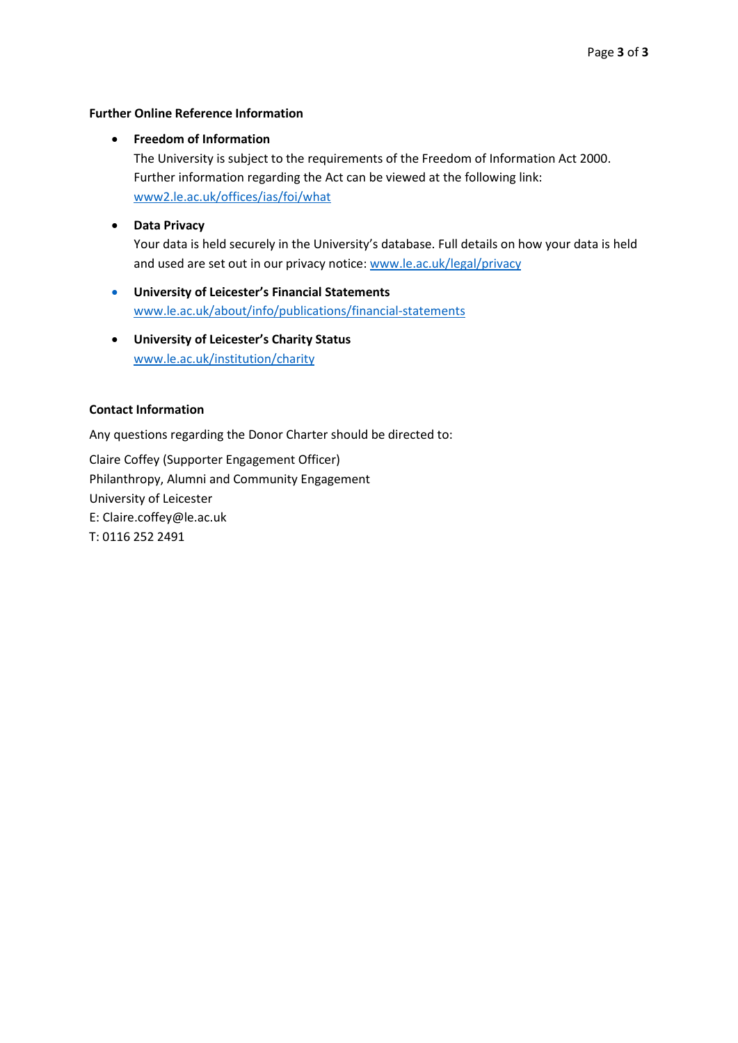**Further Online Reference Information**

- **Freedom of Information**
  The University is subject to the requirements of the Freedom of Information Act 2000. Further information regarding the Act can be viewed at the following link:
  [www2.le.ac.uk/offices/ias/foi/what](www2.le.ac.uk/offices/ias/foi/what)

- **Data Privacy**
  Your data is held securely in the University's database. Full details on how your data is held and used are set out in our privacy notice: [www.le.ac.uk/legal/privacy](www.le.ac.uk/legal/privacy)

- **University of Leicester's Financial Statements**
  [www.le.ac.uk/about/info/publications/financial-statements](www.le.ac.uk/about/info/publications/financial-statements)

- **University of Leicester's Charity Status**
  [www.le.ac.uk/institution/charity](www.le.ac.uk/institution/charity)

**Contact Information**

Any questions regarding the Donor Charter should be directed to:

Claire Coffey (Supporter Engagement Officer)
Philanthropy, Alumni and Community Engagement
University of Leicester
E: Claire.coffey@le.ac.uk
T: 0116 252 2491